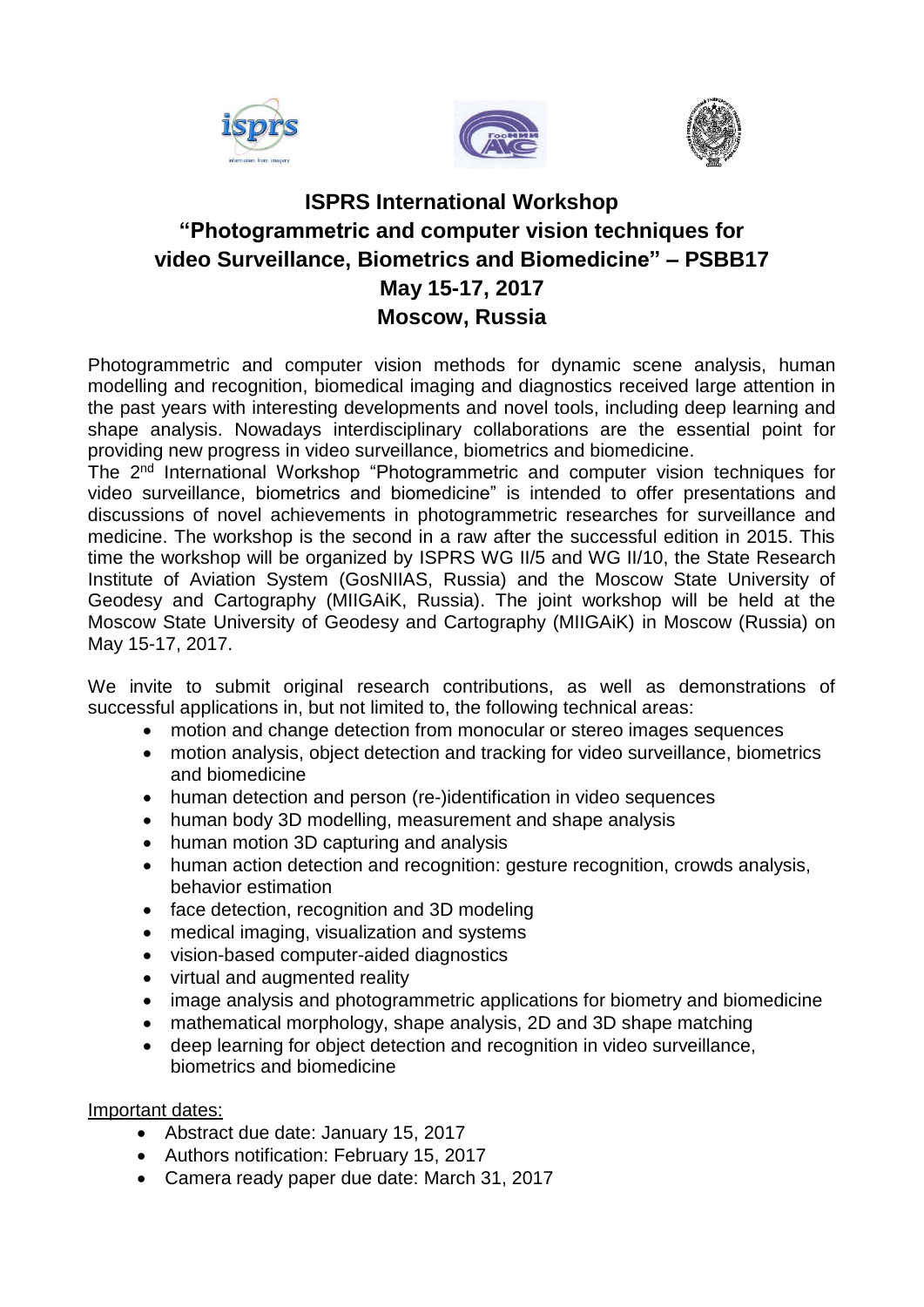# ISPRS International Workshop "Photogrammetric and computer vision techniques for video Surveillance, Biometrics and Biomedicine" – PSBB17

## May 15-17, 2017

## Moscow, Russia

Photogrammetric and computer vision methods for dynamic scene analysis, human modelling and recognition, biomedical imaging and diagnostics received large attention in the past years with interesting developments and novel tools, including deep learning and shape analysis. Nowadays interdisciplinary collaborations are the essential point for providing new progress in video surveillance, biometrics and biomedicine.

The 2nd International Workshop "Photogrammetric and computer vision techniques for video surveillance, biometrics and biomedicine" is intended to offer presentations and discussions of novel achievements in photogrammetric researches for surveillance and medicine. The workshop is the second in a raw after the successful edition in 2015. This time the workshop will be organized by ISPRS WG II/5 and WG II/10, the State Research Institute of Aviation System (GosNIIAS, Russia) and the Moscow State University of Geodesy and Cartography (MIIGAiK, Russia). The joint workshop will be held at the Moscow State University of Geodesy and Cartography (MIIGAiK) in Moscow (Russia) on May 15-17, 2017.

We invite to submit original research contributions, as well as demonstrations of successful applications in, but not limited to, the following technical areas:

- motion and change detection from monocular or stereo images sequences
- motion analysis, object detection and tracking for video surveillance, biometrics and biomedicine
- human detection and person (re-)identification in video sequences
- human body 3D modelling, measurement and shape analysis
- human motion 3D capturing and analysis
- human action detection and recognition: gesture recognition, crowds analysis, behavior estimation
- face detection, recognition and 3D modeling
- medical imaging, visualization and systems
- vision-based computer-aided diagnostics
- virtual and augmented reality
- image analysis and photogrammetric applications for biometry and biomedicine
- mathematical morphology, shape analysis, 2D and 3D shape matching
- deep learning for object detection and recognition in video surveillance, biometrics and biomedicine

Important dates:

- Abstract due date: January 15, 2017
- Authors notification: February 15, 2017
- Camera ready paper due date: March 31, 2017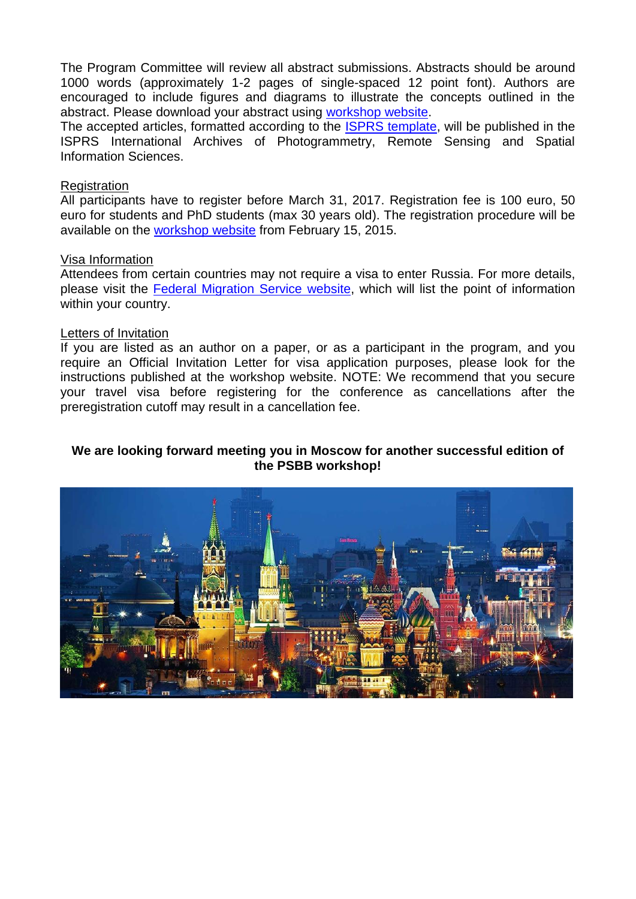The Program Committee will review all abstract submissions. Abstracts should be around 1000 words (approximately 1-2 pages of single-spaced 12 point font). Authors are encouraged to include figures and diagrams to illustrate the concepts outlined in the abstract. Please download your abstract using workshop website.
The accepted articles, formatted according to the ISPRS template, will be published in the ISPRS International Archives of Photogrammetry, Remote Sensing and Spatial Information Sciences.

Registration
All participants have to register before March 31, 2017. Registration fee is 100 euro, 50 euro for students and PhD students (max 30 years old). The registration procedure will be available on the workshop website from February 15, 2015.

Visa Information
Attendees from certain countries may not require a visa to enter Russia. For more details, please visit the Federal Migration Service website, which will list the point of information within your country.

Letters of Invitation
If you are listed as an author on a paper, or as a participant in the program, and you require an Official Invitation Letter for visa application purposes, please look for the instructions published at the workshop website. NOTE: We recommend that you secure your travel visa before registering for the conference as cancellations after the preregistration cutoff may result in a cancellation fee.

**We are looking forward meeting you in Moscow for another successful edition of the PSBB workshop!**